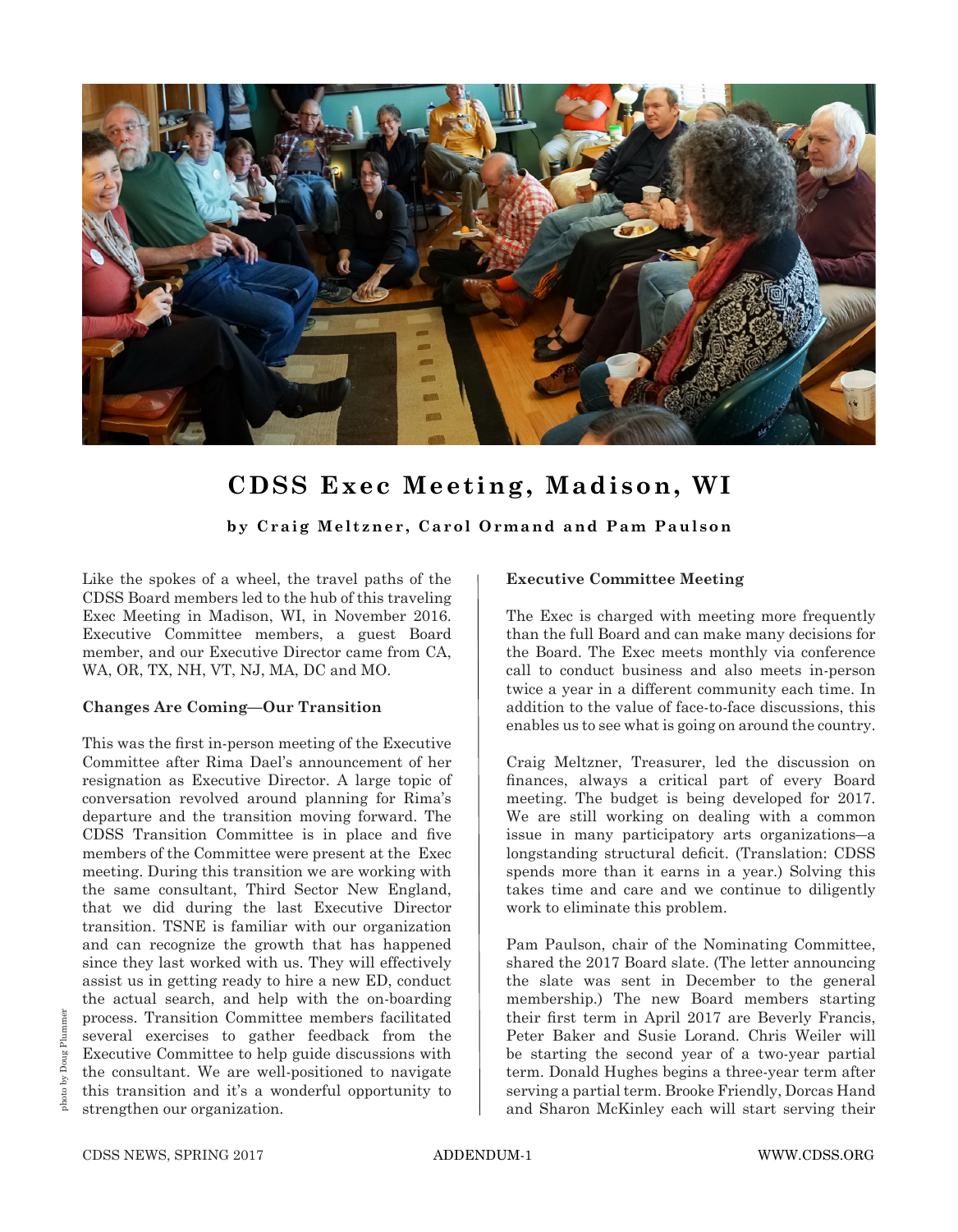photo by Doug Plummer

# CDSS Exec Meeting, Madison, WI

**by Craig Meltzner, Carol Ormand and Pam Paulson**

Like the spokes of a wheel, the travel paths of the CDSS Board members led to the hub of this traveling Exec Meeting in Madison, WI, in November 2016. Executive Committee members, a guest Board member, and our Executive Director came from CA, WA, OR, TX, NH, VT, NJ, MA, DC and MO.

**Changes Are Coming—Our Transition**

This was the first in-person meeting of the Executive Committee after Rima Dael's announcement of her resignation as Executive Director. A large topic of conversation revolved around planning for Rima's departure and the transition moving forward. The CDSS Transition Committee is in place and five members of the Committee were present at the Exec meeting. During this transition we are working with the same consultant, Third Sector New England, that we did during the last Executive Director transition. TSNE is familiar with our organization and can recognize the growth that has happened since they last worked with us. They will effectively assist us in getting ready to hire a new ED, conduct the actual search, and help with the on-boarding process. Transition Committee members facilitated several exercises to gather feedback from the Executive Committee to help guide discussions with the consultant. We are well-positioned to navigate this transition and it's a wonderful opportunity to strengthen our organization.

**Executive Committee Meeting**

The Exec is charged with meeting more frequently than the full Board and can make many decisions for the Board. The Exec meets monthly via conference call to conduct business and also meets in-person twice a year in a different community each time. In addition to the value of face-to-face discussions, this enables us to see what is going on around the country.

Craig Meltzner, Treasurer, led the discussion on finances, always a critical part of every Board meeting. The budget is being developed for 2017. We are still working on dealing with a common issue in many participatory arts organizations—a longstanding structural deficit. (Translation: CDSS spends more than it earns in a year.) Solving this takes time and care and we continue to diligently work to eliminate this problem.

Pam Paulson, chair of the Nominating Committee, shared the 2017 Board slate. (The letter announcing the slate was sent in December to the general membership.) The new Board members starting their first term in April 2017 are Beverly Francis, Peter Baker and Susie Lorand. Chris Weiler will be starting the second year of a two-year partial term. Donald Hughes begins a three-year term after serving a partial term. Brooke Friendly, Dorcas Hand and Sharon McKinley each will start serving their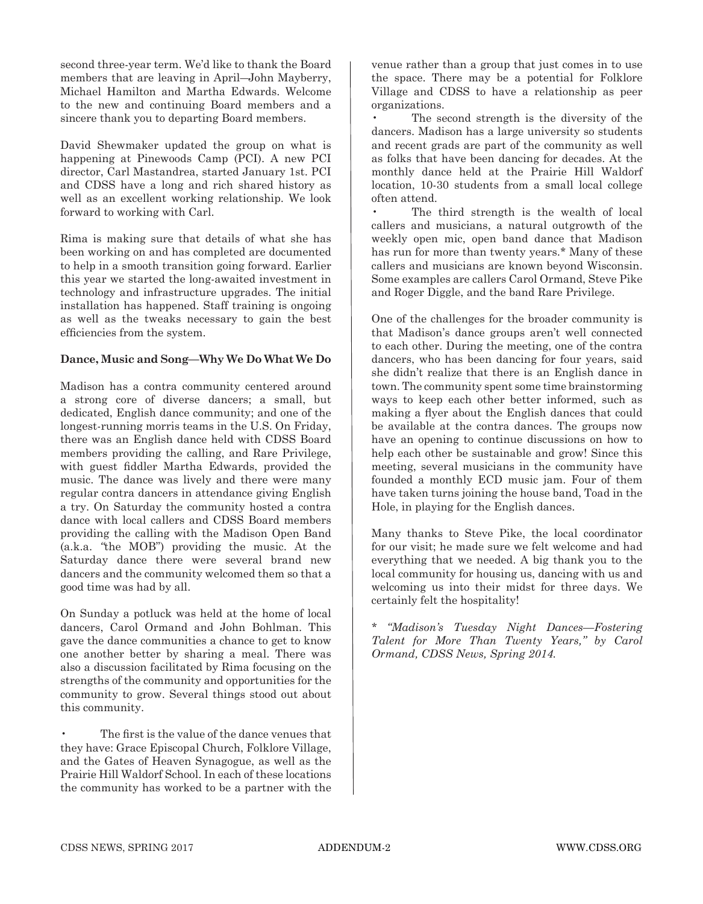second three-year term. We'd like to thank the Board members that are leaving in April—John Mayberry, Michael Hamilton and Martha Edwards. Welcome to the new and continuing Board members and a sincere thank you to departing Board members.

David Shewmaker updated the group on what is happening at Pinewoods Camp (PCI). A new PCI director, Carl Mastandrea, started January 1st. PCI and CDSS have a long and rich shared history as well as an excellent working relationship. We look forward to working with Carl.

Rima is making sure that details of what she has been working on and has completed are documented to help in a smooth transition going forward. Earlier this year we started the long-awaited investment in technology and infrastructure upgrades. The initial installation has happened. Staff training is ongoing as well as the tweaks necessary to gain the best efficiencies from the system.

**Dance, Music and Song—Why We Do What We Do**

Madison has a contra community centered around a strong core of diverse dancers; a small, but dedicated, English dance community; and one of the longest-running morris teams in the U.S. On Friday, there was an English dance held with CDSS Board members providing the calling, and Rare Privilege, with guest fiddler Martha Edwards, provided the music. The dance was lively and there were many regular contra dancers in attendance giving English a try. On Saturday the community hosted a contra dance with local callers and CDSS Board members providing the calling with the Madison Open Band (a.k.a. "the MOB") providing the music. At the Saturday dance there were several brand new dancers and the community welcomed them so that a good time was had by all.

On Sunday a potluck was held at the home of local dancers, Carol Ormand and John Bohlman. This gave the dance communities a chance to get to know one another better by sharing a meal. There was also a discussion facilitated by Rima focusing on the strengths of the community and opportunities for the community to grow. Several things stood out about this community.

- The first is the value of the dance venues that they have: Grace Episcopal Church, Folklore Village, and the Gates of Heaven Synagogue, as well as the Prairie Hill Waldorf School. In each of these locations the community has worked to be a partner with the venue rather than a group that just comes in to use the space. There may be a potential for Folklore Village and CDSS to have a relationship as peer organizations.
- The second strength is the diversity of the dancers. Madison has a large university so students and recent grads are part of the community as well as folks that have been dancing for decades. At the monthly dance held at the Prairie Hill Waldorf location, 10-30 students from a small local college often attend.
- The third strength is the wealth of local callers and musicians, a natural outgrowth of the weekly open mic, open band dance that Madison has run for more than twenty years.* Many of these callers and musicians are known beyond Wisconsin. Some examples are callers Carol Ormand, Steve Pike and Roger Diggle, and the band Rare Privilege.

One of the challenges for the broader community is that Madison's dance groups aren't well connected to each other. During the meeting, one of the contra dancers, who has been dancing for four years, said she didn't realize that there is an English dance in town. The community spent some time brainstorming ways to keep each other better informed, such as making a flyer about the English dances that could be available at the contra dances. The groups now have an opening to continue discussions on how to help each other be sustainable and grow! Since this meeting, several musicians in the community have founded a monthly ECD music jam. Four of them have taken turns joining the house band, Toad in the Hole, in playing for the English dances.

Many thanks to Steve Pike, the local coordinator for our visit; he made sure we felt welcome and had everything that we needed. A big thank you to the local community for housing us, dancing with us and welcoming us into their midst for three days. We certainly felt the hospitality!

*\* "Madison's Tuesday Night Dances—Fostering Talent for More Than Twenty Years," by Carol Ormand, CDSS News, Spring 2014.*